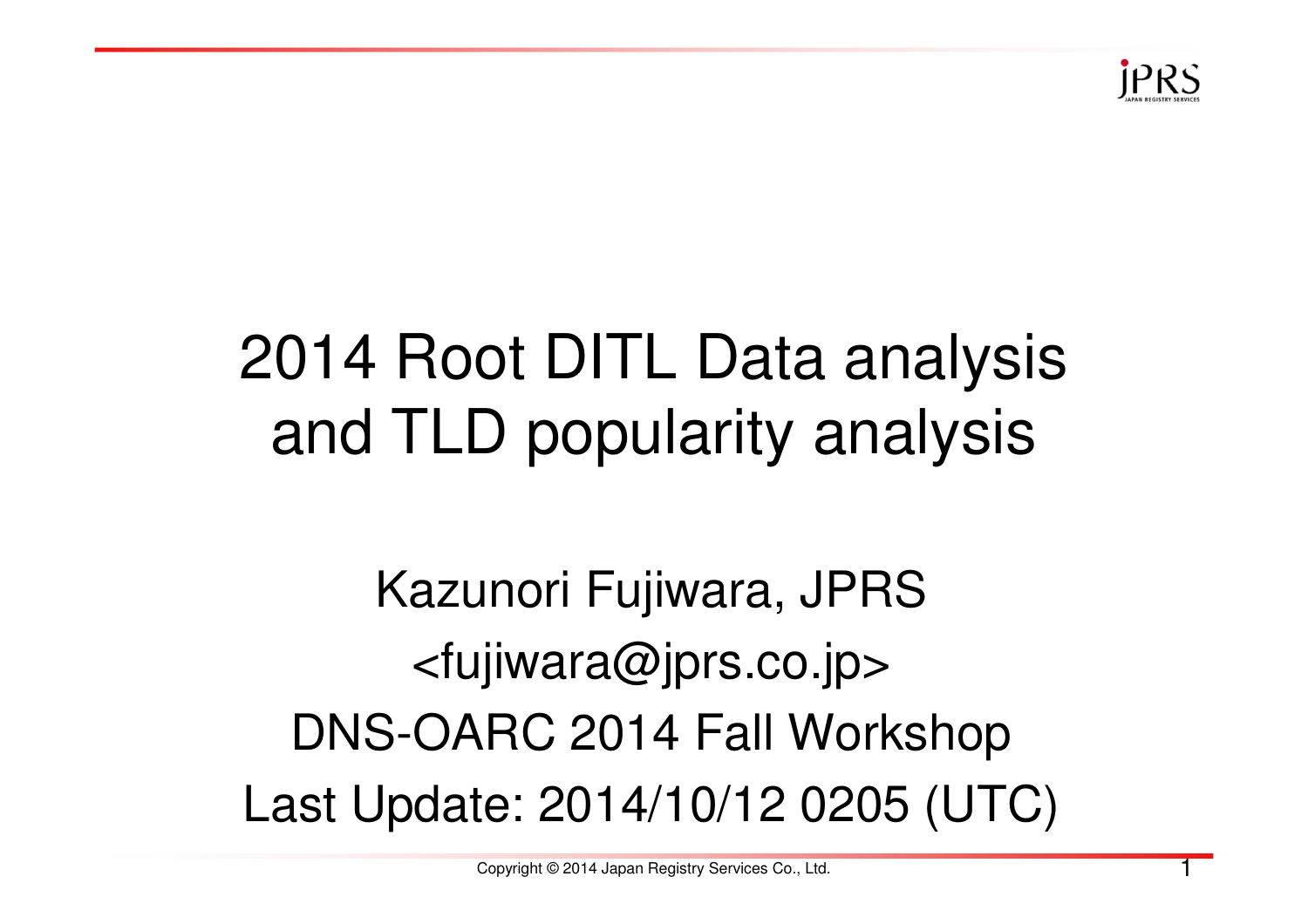# 2014 Root DITL Data analysis and TLD popularity analysis

Kazunori Fujiwara, JPRS

<fujiwara@jprs.co.jp>

DNS-OARC 2014 Fall Workshop

Last Update: 2014/10/12 0205 (UTC)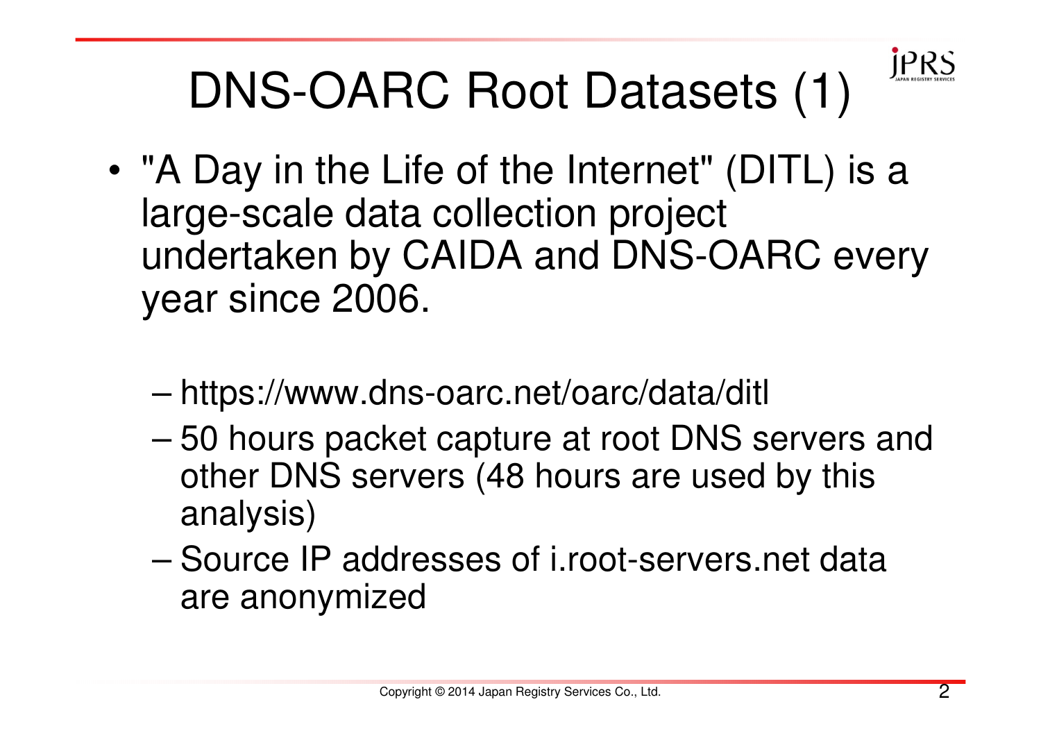# DNS-OARC Root Datasets (1)

- "A Day in the Life of the Internet" (DITL) is a large-scale data collection project undertaken by CAIDA and DNS-OARC every year since 2006.
  - https://www.dns-oarc.net/oarc/data/ditl
  - 50 hours packet capture at root DNS servers and other DNS servers (48 hours are used by this analysis)
  - Source IP addresses of i.root-servers.net data are anonymized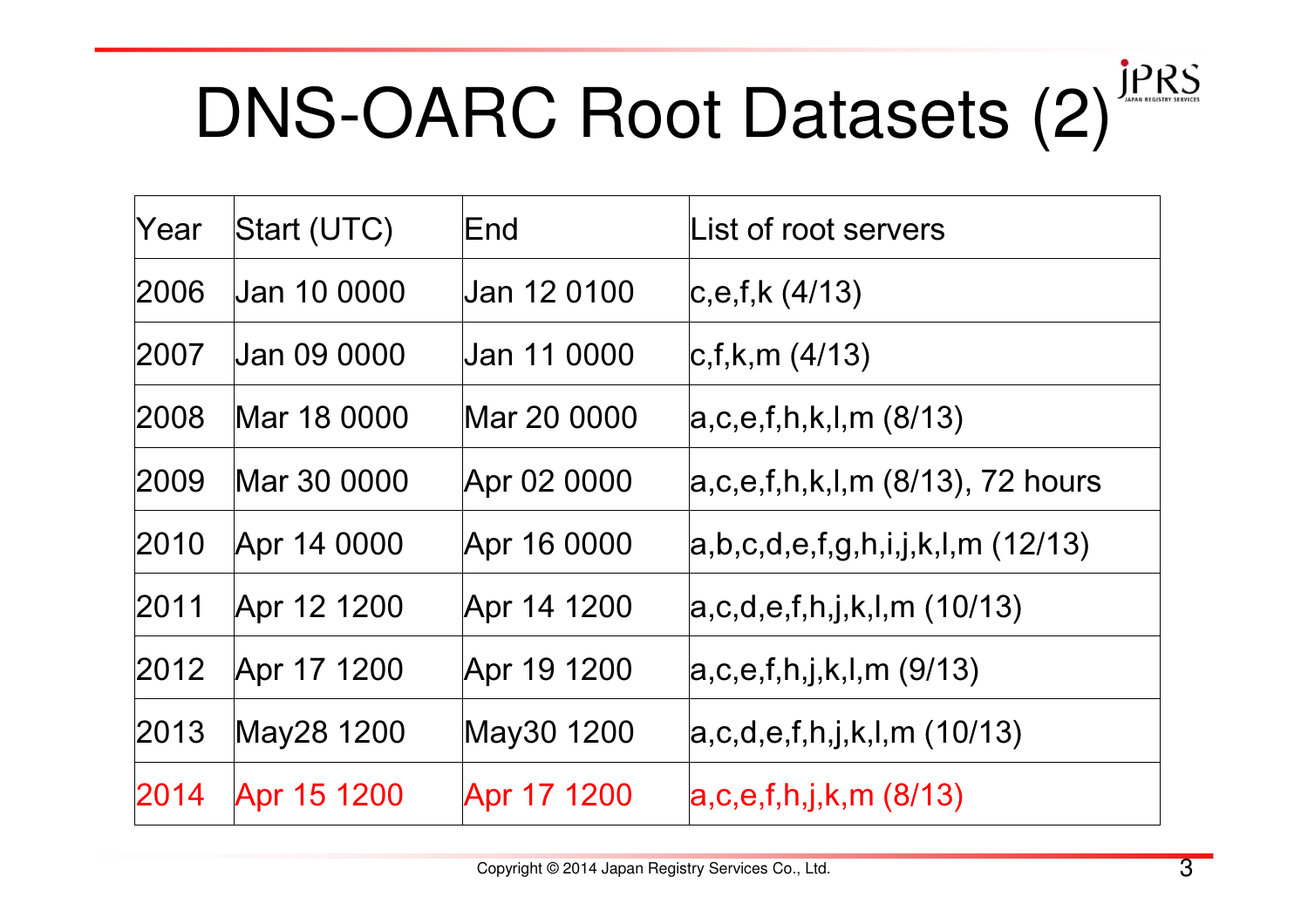# DNS-OARC Root Datasets (2)

| Year | Start (UTC) | End | List of root servers |
|---|---|---|---|
| 2006 | Jan 10 0000 | Jan 12 0100 | c,e,f,k (4/13) |
| 2007 | Jan 09 0000 | Jan 11 0000 | c,f,k,m (4/13) |
| 2008 | Mar 18 0000 | Mar 20 0000 | a,c,e,f,h,k,l,m (8/13) |
| 2009 | Mar 30 0000 | Apr 02 0000 | a,c,e,f,h,k,l,m (8/13), 72 hours |
| 2010 | Apr 14 0000 | Apr 16 0000 | a,b,c,d,e,f,g,h,i,j,k,l,m (12/13) |
| 2011 | Apr 12 1200 | Apr 14 1200 | a,c,d,e,f,h,j,k,l,m (10/13) |
| 2012 | Apr 17 1200 | Apr 19 1200 | a,c,e,f,h,j,k,l,m (9/13) |
| 2013 | May28 1200 | May30 1200 | a,c,d,e,f,h,j,k,l,m (10/13) |
| 2014 | Apr 15 1200 | Apr 17 1200 | a,c,e,f,h,j,k,m (8/13) |

Copyright © 2014 Japan Registry Services Co., Ltd.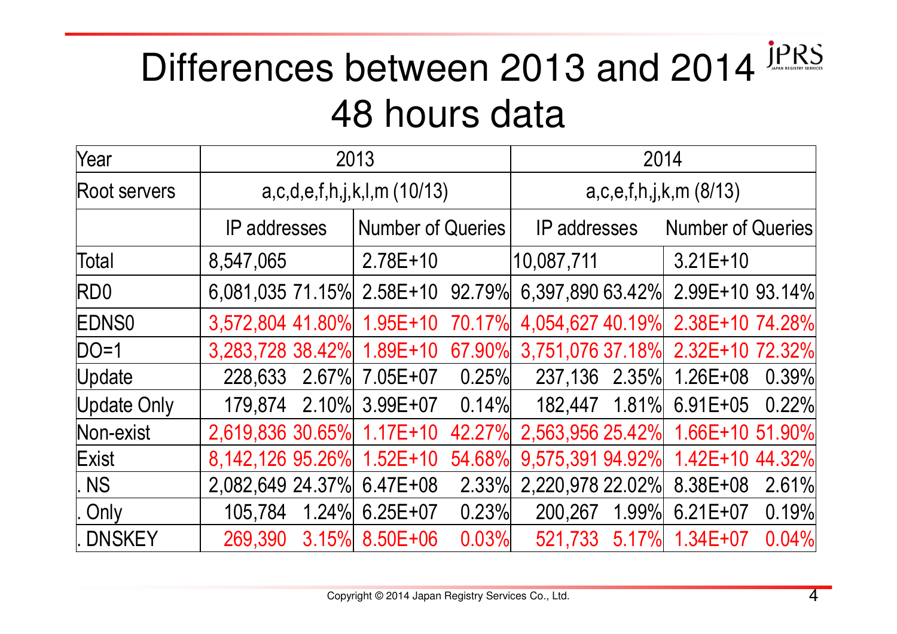# Differences between 2013 and 2014 48 hours data

| Year | 2013 | | | | 2014 | | | |
|---|---|---|---|---|---|---|---|---|
| Root servers | a,c,d,e,f,h,j,k,l,m (10/13) | | | | a,c,e,f,h,j,k,m (8/13) | | | |
| | IP addresses | | Number of Queries | | IP addresses | | Number of Queries | |
| Total | 8,547,065 | | 2.78E+10 | | 10,087,711 | | 3.21E+10 | |
| RD0 | 6,081,035 | 71.15% | 2.58E+10 | 92.79% | 6,397,890 | 63.42% | 2.99E+10 | 93.14% |
| EDNS0 | 3,572,804 | 41.80% | 1.95E+10 | 70.17% | 4,054,627 | 40.19% | 2.38E+10 | 74.28% |
| DO=1 | 3,283,728 | 38.42% | 1.89E+10 | 67.90% | 3,751,076 | 37.18% | 2.32E+10 | 72.32% |
| Update | 228,633 | 2.67% | 7.05E+07 | 0.25% | 237,136 | 2.35% | 1.26E+08 | 0.39% |
| Update Only | 179,874 | 2.10% | 3.99E+07 | 0.14% | 182,447 | 1.81% | 6.91E+05 | 0.22% |
| Non-exist | 2,619,836 | 30.65% | 1.17E+10 | 42.27% | 2,563,956 | 25.42% | 1.66E+10 | 51.90% |
| Exist | 8,142,126 | 95.26% | 1.52E+10 | 54.68% | 9,575,391 | 94.92% | 1.42E+10 | 44.32% |
| . NS | 2,082,649 | 24.37% | 6.47E+08 | 2.33% | 2,220,978 | 22.02% | 8.38E+08 | 2.61% |
| . Only | 105,784 | 1.24% | 6.25E+07 | 0.23% | 200,267 | 1.99% | 6.21E+07 | 0.19% |
| . DNSKEY | 269,390 | 3.15% | 8.50E+06 | 0.03% | 521,733 | 5.17% | 1.34E+07 | 0.04% |

Copyright © 2014 Japan Registry Services Co., Ltd.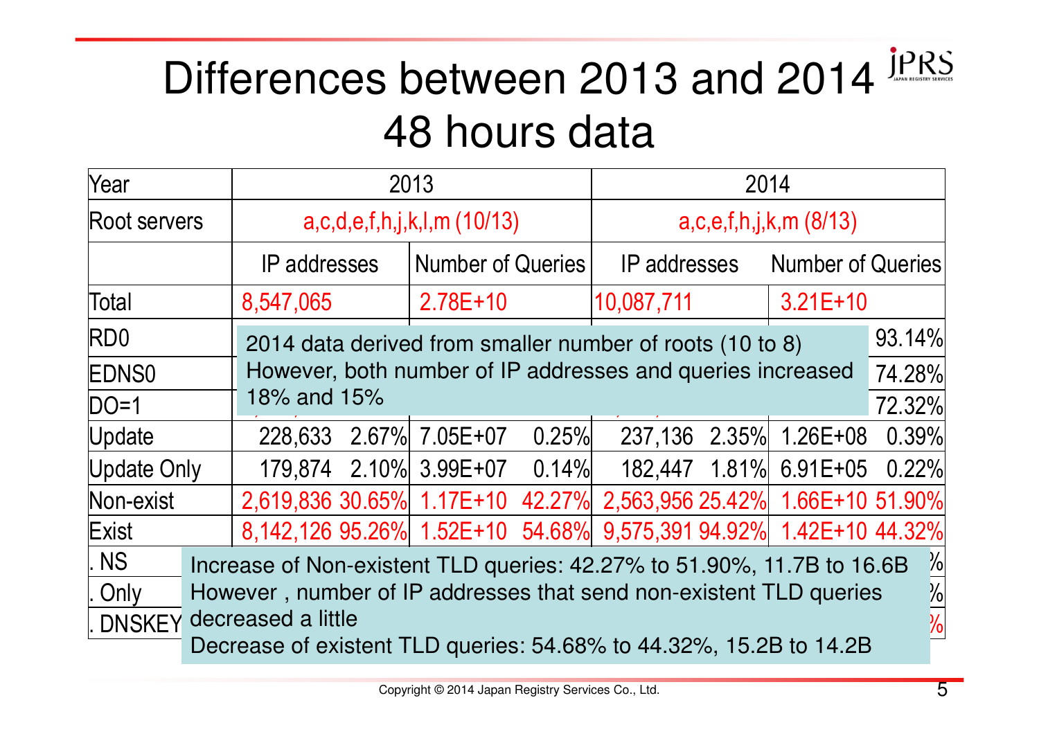# Differences between 2013 and 2014 48 hours data

| Year | 2013 | | | | 2014 | | | |
|---|---|---|---|---|---|---|---|---|
| Root servers | a,c,d,e,f,h,j,k,l,m (10/13) | | | | a,c,e,f,h,j,k,m (8/13) | | | |
| | IP addresses | | Number of Queries | | IP addresses | | Number of Queries | |
| Total | 8,547,065 | | 2.78E+10 | | 10,087,711 | | 3.21E+10 | |
| RD0 | | | | | | | | 93.14% |
| EDNS0 | | | | | | | | 74.28% |
| DO=1 | | | | | | | | 72.32% |
| Update | 228,633 | 2.67% | 7.05E+07 | 0.25% | 237,136 | 2.35% | 1.26E+08 | 0.39% |
| Update Only | 179,874 | 2.10% | 3.99E+07 | 0.14% | 182,447 | 1.81% | 6.91E+05 | 0.22% |
| Non-exist | 2,619,836 | 30.65% | 1.17E+10 | 42.27% | 2,563,956 | 25.42% | 1.66E+10 | 51.90% |
| Exist | 8,142,126 | 95.26% | 1.52E+10 | 54.68% | 9,575,391 | 94.92% | 1.42E+10 | 44.32% |
| . NS | | | | | | | | % |
| . Only | | | | | | | | % |
| . DNSKEY | | | | | | | | % |

2014 data derived from smaller number of roots (10 to 8)
However, both number of IP addresses and queries increased 18% and 15%

Increase of Non-existent TLD queries: 42.27% to 51.90%, 11.7B to 16.6B
However , number of IP addresses that send non-existent TLD queries decreased a little
Decrease of existent TLD queries: 54.68% to 44.32%, 15.2B to 14.2B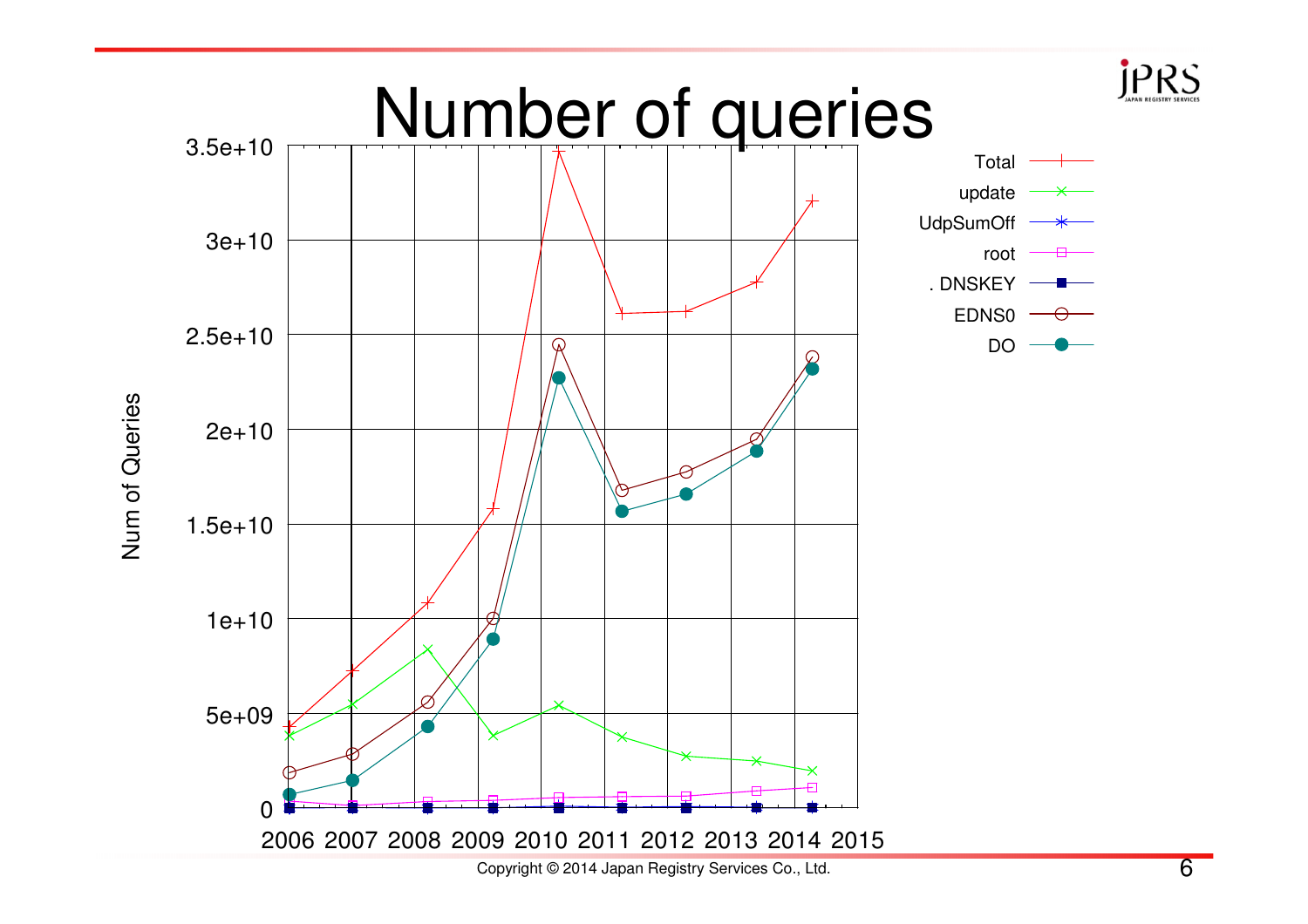# Number of queries

Num of Queries

3.5e+10
3e+10
2.5e+10
2e+10
1.5e+10
1e+10
5e+09
0

2006 2007 2008 2009 2010 2011 2012 2013 2014 2015

Total
update
UdpSumOff
root
. DNSKEY
EDNS0
DO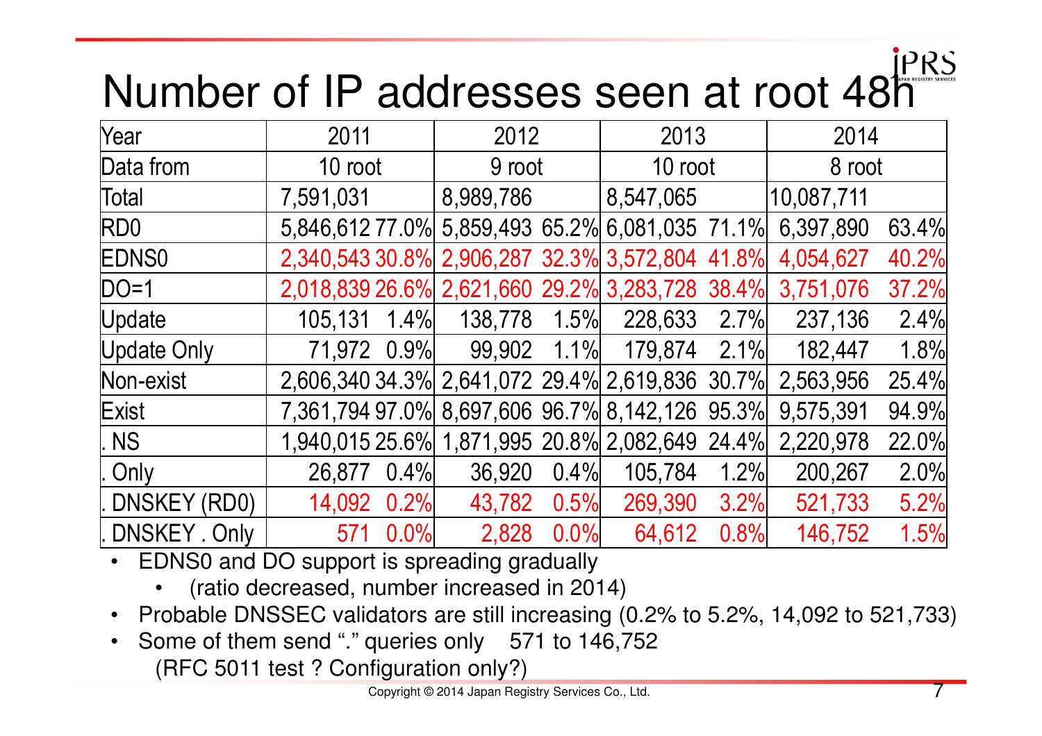# Number of IP addresses seen at root 48h

| Year | 2011 | | 2012 | | 2013 | | 2014 | |
|---|---|---|---|---|---|---|---|---|
| Data from | 10 root | | 9 root | | 10 root | | 8 root | |
| Total | 7,591,031 | | 8,989,786 | | 8,547,065 | | 10,087,711 | |
| RD0 | 5,846,612 | 77.0% | 5,859,493 | 65.2% | 6,081,035 | 71.1% | 6,397,890 | 63.4% |
| EDNS0 | 2,340,543 | 30.8% | 2,906,287 | 32.3% | 3,572,804 | 41.8% | 4,054,627 | 40.2% |
| DO=1 | 2,018,839 | 26.6% | 2,621,660 | 29.2% | 3,283,728 | 38.4% | 3,751,076 | 37.2% |
| Update | 105,131 | 1.4% | 138,778 | 1.5% | 228,633 | 2.7% | 237,136 | 2.4% |
| Update Only | 71,972 | 0.9% | 99,902 | 1.1% | 179,874 | 2.1% | 182,447 | 1.8% |
| Non-exist | 2,606,340 | 34.3% | 2,641,072 | 29.4% | 2,619,836 | 30.7% | 2,563,956 | 25.4% |
| Exist | 7,361,794 | 97.0% | 8,697,606 | 96.7% | 8,142,126 | 95.3% | 9,575,391 | 94.9% |
| . NS | 1,940,015 | 25.6% | 1,871,995 | 20.8% | 2,082,649 | 24.4% | 2,220,978 | 22.0% |
| . Only | 26,877 | 0.4% | 36,920 | 0.4% | 105,784 | 1.2% | 200,267 | 2.0% |
| . DNSKEY (RD0) | 14,092 | 0.2% | 43,782 | 0.5% | 269,390 | 3.2% | 521,733 | 5.2% |
| . DNSKEY . Only | 571 | 0.0% | 2,828 | 0.0% | 64,612 | 0.8% | 146,752 | 1.5% |

- EDNS0 and DO support is spreading gradually
  - (ratio decreased, number increased in 2014)
- Probable DNSSEC validators are still increasing (0.2% to 5.2%, 14,092 to 521,733)
- Some of them send "." queries only 571 to 146,752
  (RFC 5011 test ? Configuration only?)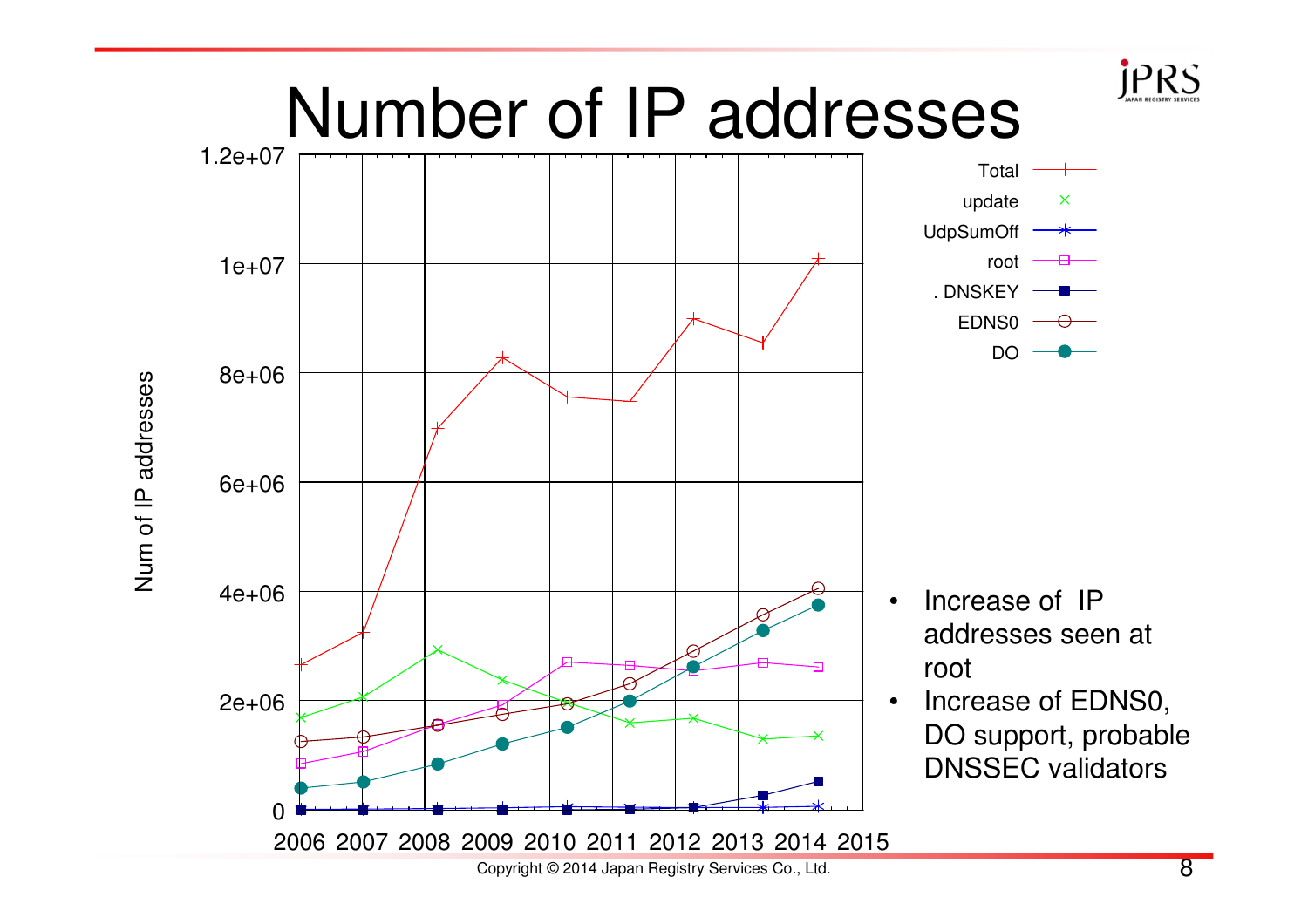# Number of IP addresses

- Increase of IP addresses seen at root
- Increase of EDNS0, DO support, probable DNSSEC validators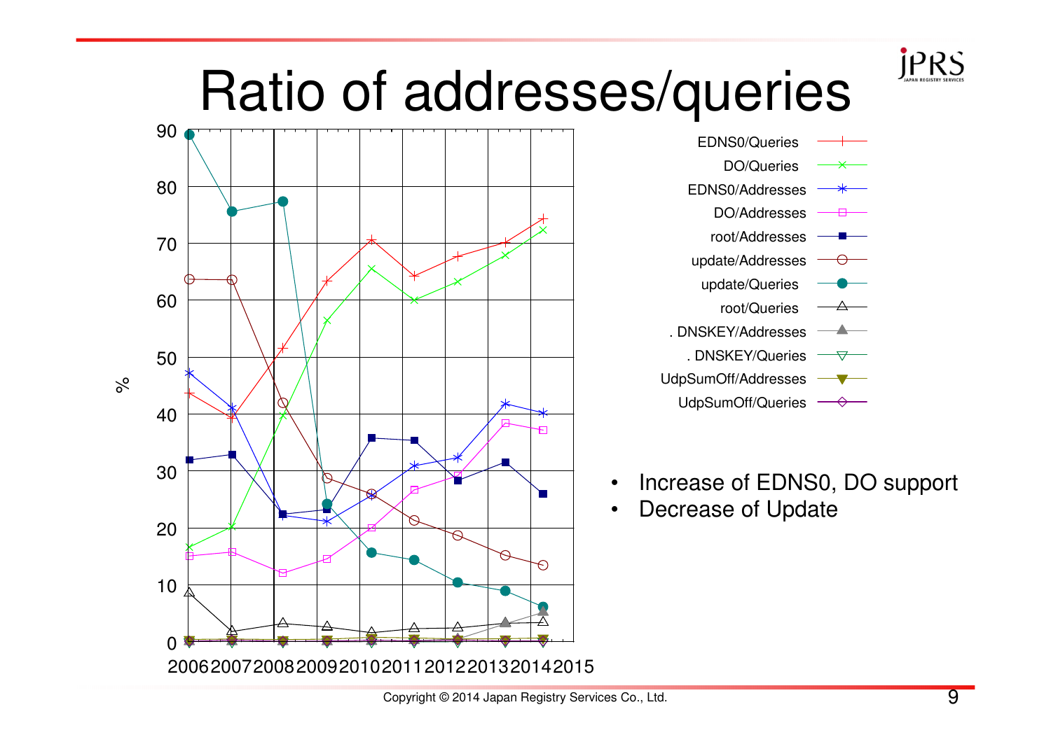# Ratio of addresses/queries

| Series |
|---|
| EDNS0/Queries |
| DO/Queries |
| EDNS0/Addresses |
| DO/Addresses |
| root/Addresses |
| update/Addresses |
| update/Queries |
| root/Queries |
| . DNSKEY/Addresses |
| . DNSKEY/Queries |
| UdpSumOff/Addresses |
| UdpSumOff/Queries |

- Increase of EDNS0, DO support
- Decrease of Update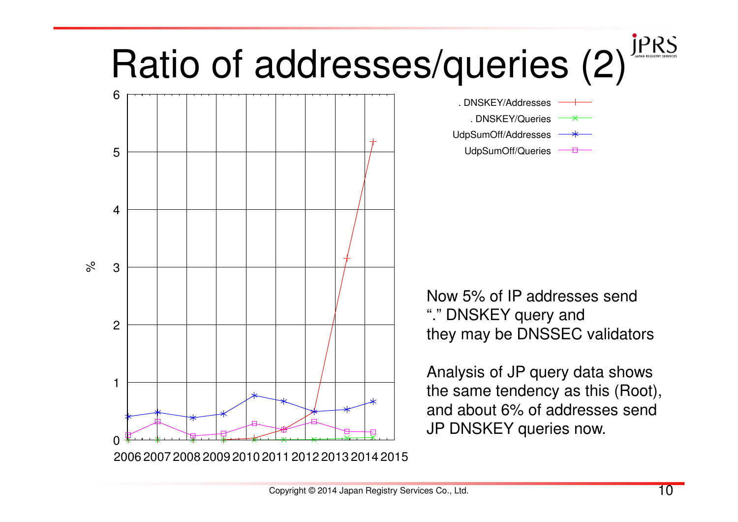# Ratio of addresses/queries (2)

Now 5% of IP addresses send "." DNSKEY query and they may be DNSSEC validators

Analysis of JP query data shows the same tendency as this (Root), and about 6% of addresses send JP DNSKEY queries now.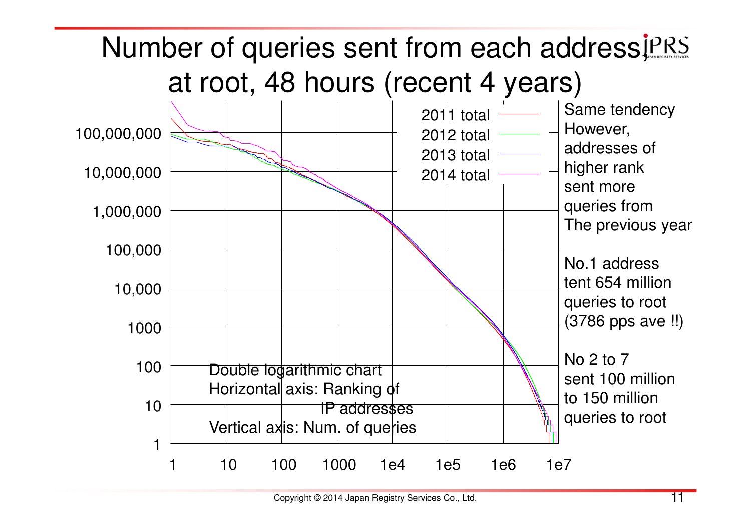# Number of queries sent from each address at root, 48 hours (recent 4 years)

Same tendency
However, addresses of higher rank sent more queries from The previous year

No.1 address tent 654 million queries to root (3786 pps ave !!)

No 2 to 7 sent 100 million to 150 million queries to root

Double logarithmic chart
Horizontal axis: Ranking of IP addresses
Vertical axis: Num. of queries

Legend: 2011 total, 2012 total, 2013 total, 2014 total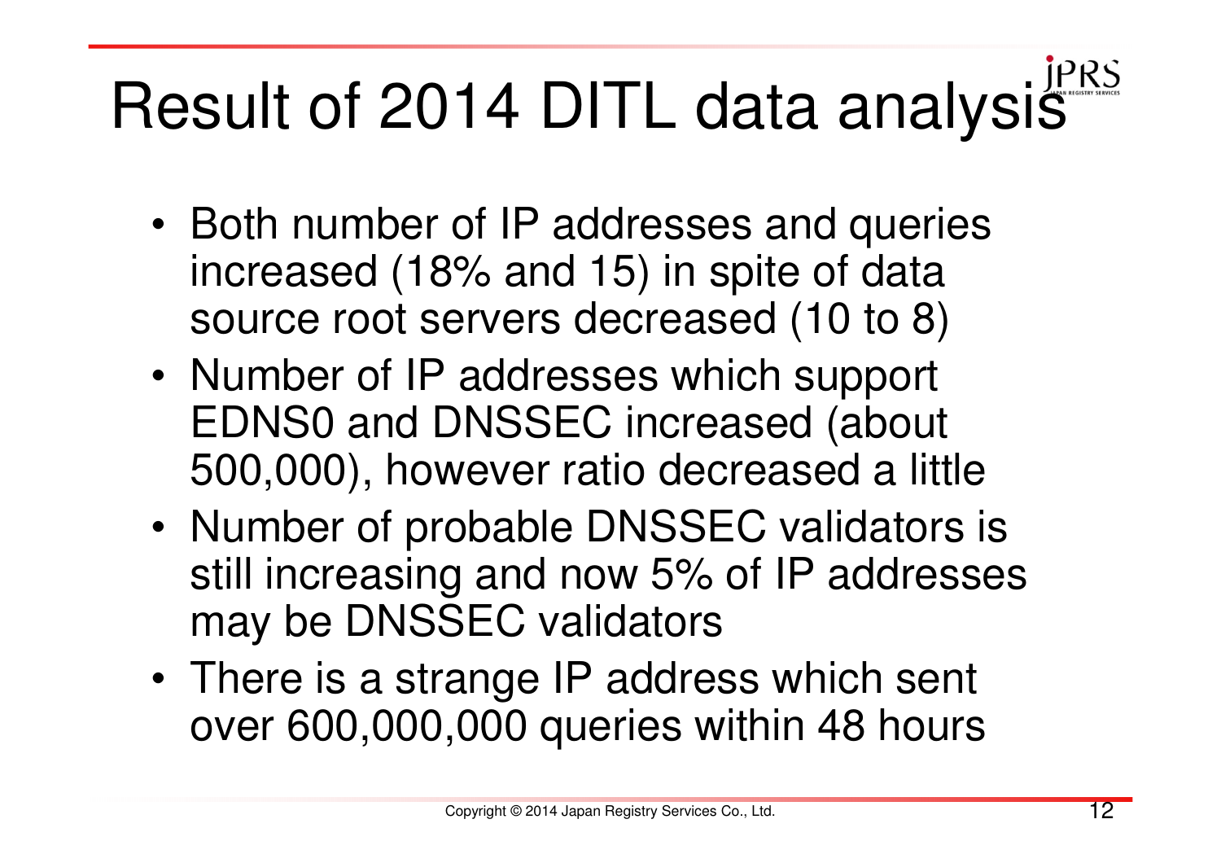# Result of 2014 DITL data analysis

- Both number of IP addresses and queries increased (18% and 15) in spite of data source root servers decreased (10 to 8)
- Number of IP addresses which support EDNS0 and DNSSEC increased (about 500,000), however ratio decreased a little
- Number of probable DNSSEC validators is still increasing and now 5% of IP addresses may be DNSSEC validators
- There is a strange IP address which sent over 600,000,000 queries within 48 hours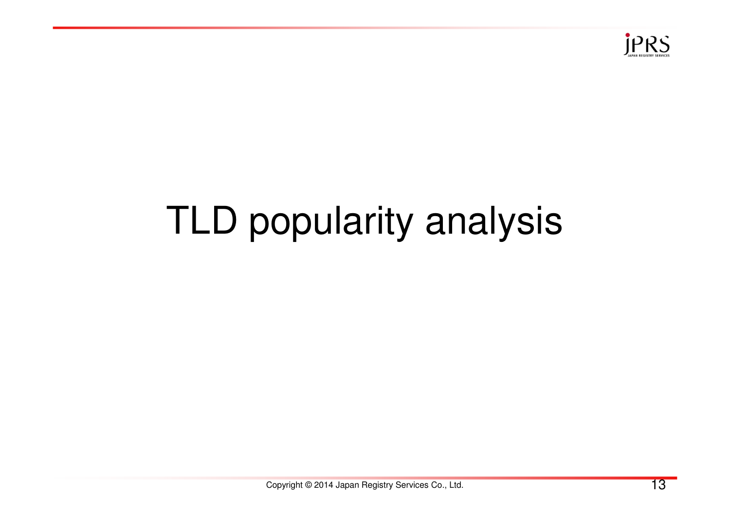# TLD popularity analysis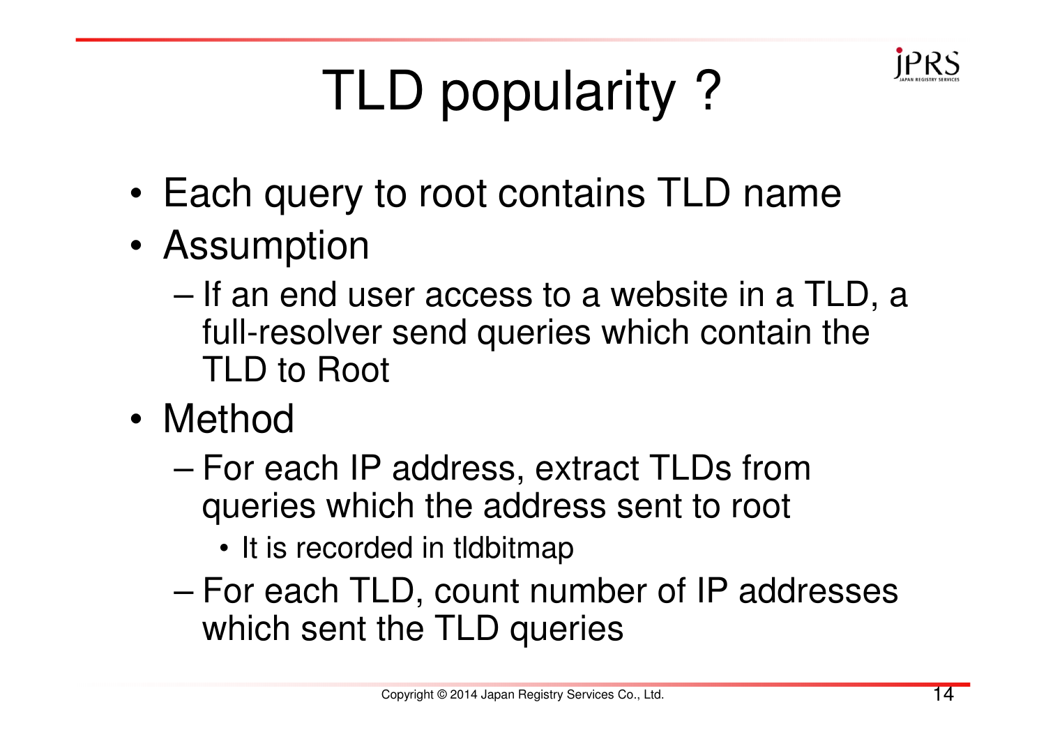# TLD popularity ?

- Each query to root contains TLD name
- Assumption
  - If an end user access to a website in a TLD, a full-resolver send queries which contain the TLD to Root
- Method
  - For each IP address, extract TLDs from queries which the address sent to root
    - It is recorded in tldbitmap
  - For each TLD, count number of IP addresses which sent the TLD queries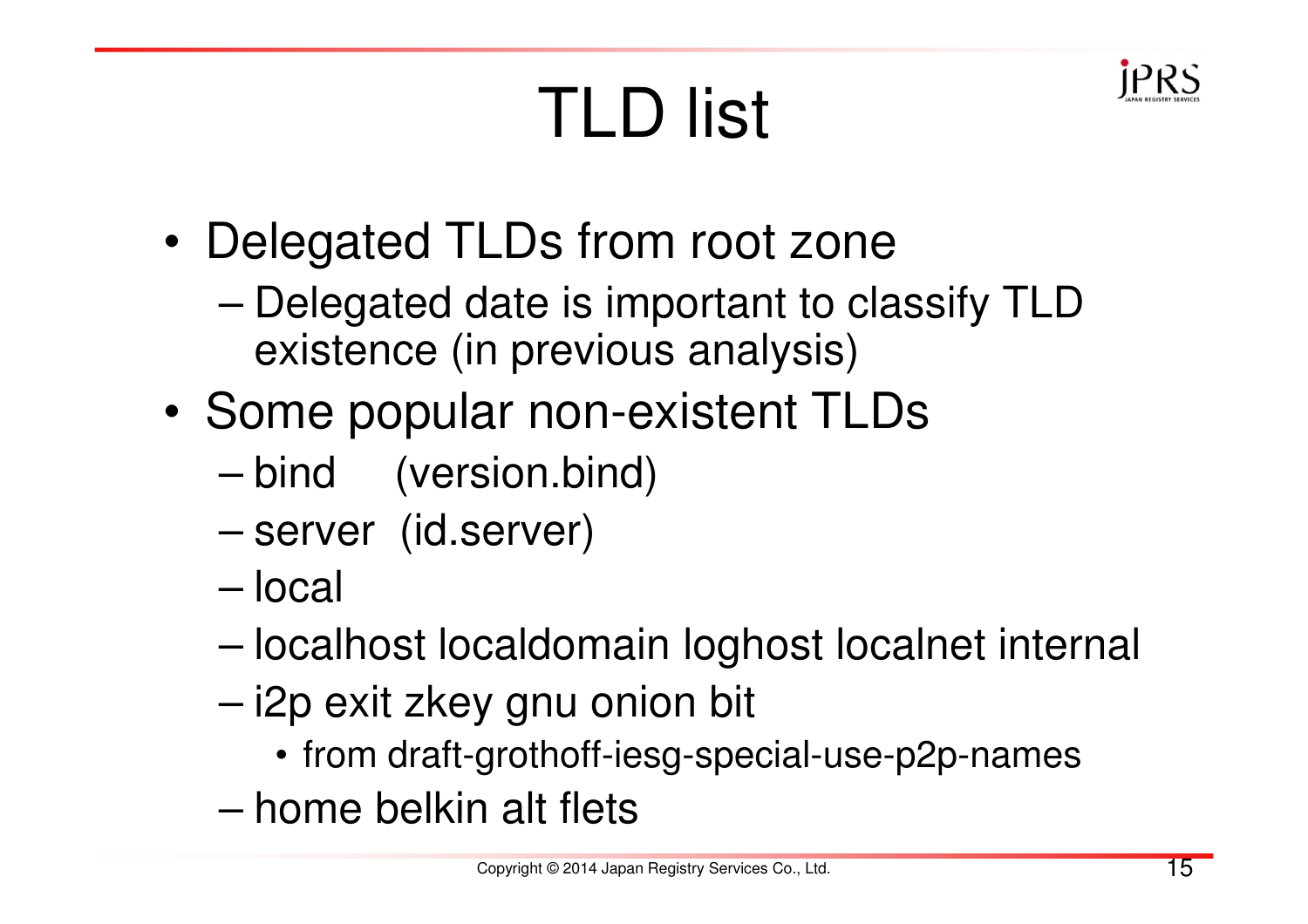# TLD list

- Delegated TLDs from root zone
  - Delegated date is important to classify TLD existence (in previous analysis)
- Some popular non-existent TLDs
  - bind (version.bind)
  - server (id.server)
  - local
  - localhost localdomain loghost localnet internal
  - i2p exit zkey gnu onion bit
    - from draft-grothoff-iesg-special-use-p2p-names
  - home belkin alt flets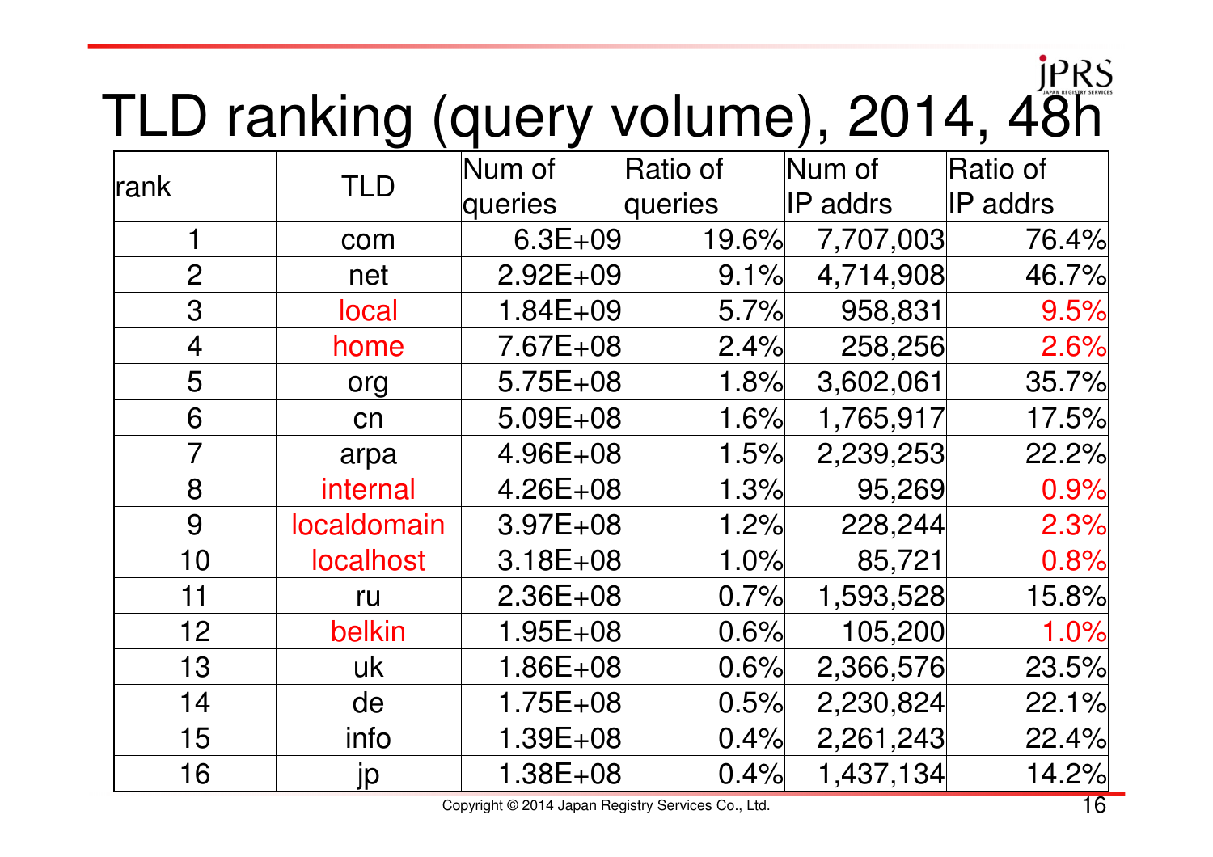# TLD ranking (query volume), 2014, 48h

| rank | TLD | Num of queries | Ratio of queries | Num of IP addrs | Ratio of IP addrs |
|---|---|---|---|---|---|
| 1 | com | 6.3E+09 | 19.6% | 7,707,003 | 76.4% |
| 2 | net | 2.92E+09 | 9.1% | 4,714,908 | 46.7% |
| 3 | local | 1.84E+09 | 5.7% | 958,831 | 9.5% |
| 4 | home | 7.67E+08 | 2.4% | 258,256 | 2.6% |
| 5 | org | 5.75E+08 | 1.8% | 3,602,061 | 35.7% |
| 6 | cn | 5.09E+08 | 1.6% | 1,765,917 | 17.5% |
| 7 | arpa | 4.96E+08 | 1.5% | 2,239,253 | 22.2% |
| 8 | internal | 4.26E+08 | 1.3% | 95,269 | 0.9% |
| 9 | localdomain | 3.97E+08 | 1.2% | 228,244 | 2.3% |
| 10 | localhost | 3.18E+08 | 1.0% | 85,721 | 0.8% |
| 11 | ru | 2.36E+08 | 0.7% | 1,593,528 | 15.8% |
| 12 | belkin | 1.95E+08 | 0.6% | 105,200 | 1.0% |
| 13 | uk | 1.86E+08 | 0.6% | 2,366,576 | 23.5% |
| 14 | de | 1.75E+08 | 0.5% | 2,230,824 | 22.1% |
| 15 | info | 1.39E+08 | 0.4% | 2,261,243 | 22.4% |
| 16 | jp | 1.38E+08 | 0.4% | 1,437,134 | 14.2% |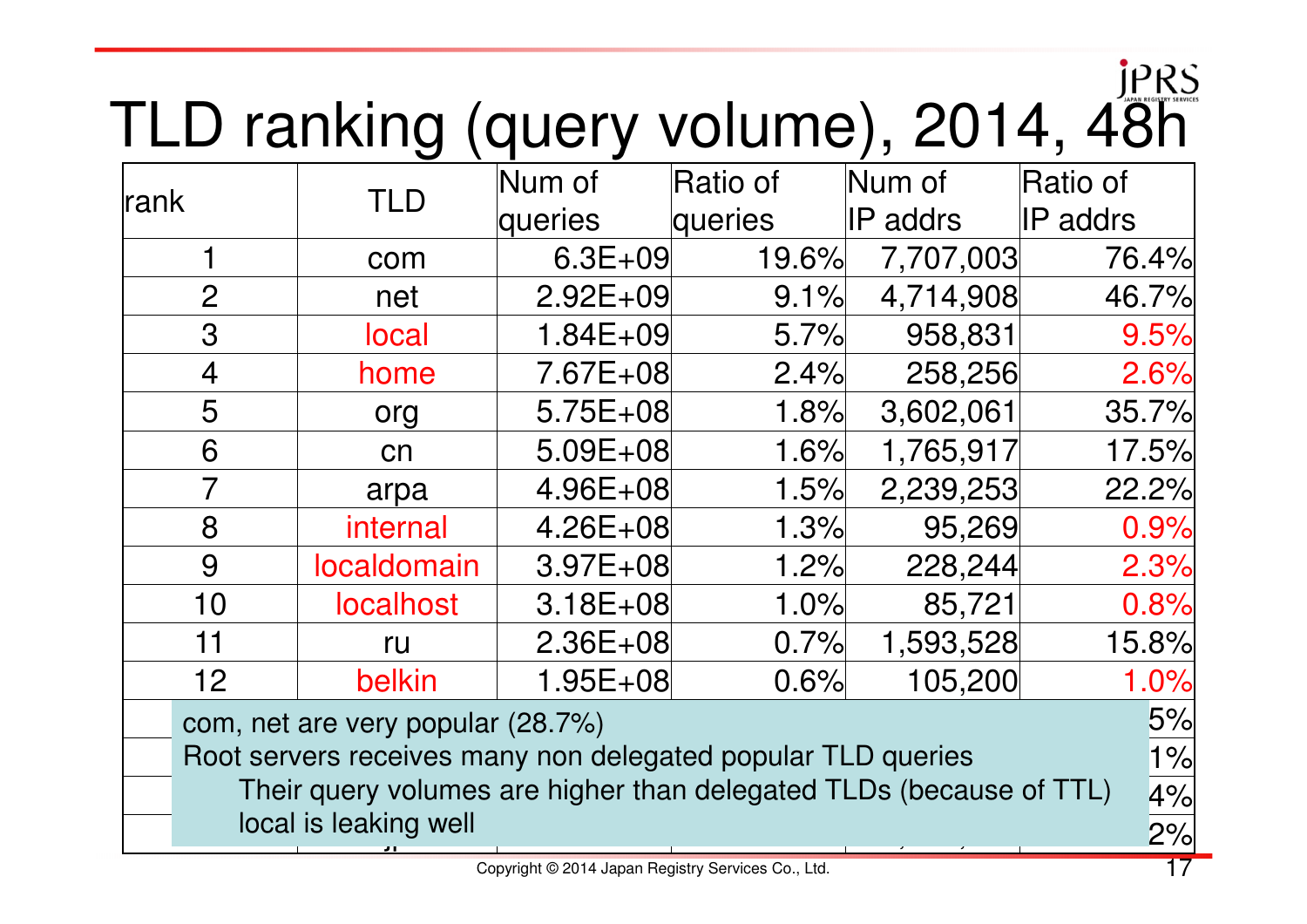# TLD ranking (query volume), 2014, 48h

| rank | TLD | Num of queries | Ratio of queries | Num of IP addrs | Ratio of IP addrs |
|---|---|---|---|---|---|
| 1 | com | 6.3E+09 | 19.6% | 7,707,003 | 76.4% |
| 2 | net | 2.92E+09 | 9.1% | 4,714,908 | 46.7% |
| 3 | local | 1.84E+09 | 5.7% | 958,831 | 9.5% |
| 4 | home | 7.67E+08 | 2.4% | 258,256 | 2.6% |
| 5 | org | 5.75E+08 | 1.8% | 3,602,061 | 35.7% |
| 6 | cn | 5.09E+08 | 1.6% | 1,765,917 | 17.5% |
| 7 | arpa | 4.96E+08 | 1.5% | 2,239,253 | 22.2% |
| 8 | internal | 4.26E+08 | 1.3% | 95,269 | 0.9% |
| 9 | localdomain | 3.97E+08 | 1.2% | 228,244 | 2.3% |
| 10 | localhost | 3.18E+08 | 1.0% | 85,721 | 0.8% |
| 11 | ru | 2.36E+08 | 0.7% | 1,593,528 | 15.8% |
| 12 | belkin | 1.95E+08 | 0.6% | 105,200 | 1.0% |
| | | | | | 5% |
| | | | | | 1% |
| | | | | | 4% |
| | | | | | 2% |

- com, net are very popular (28.7%)
- Root servers receives many non delegated popular TLD queries
  - Their query volumes are higher than delegated TLDs (because of TTL)
  - local is leaking well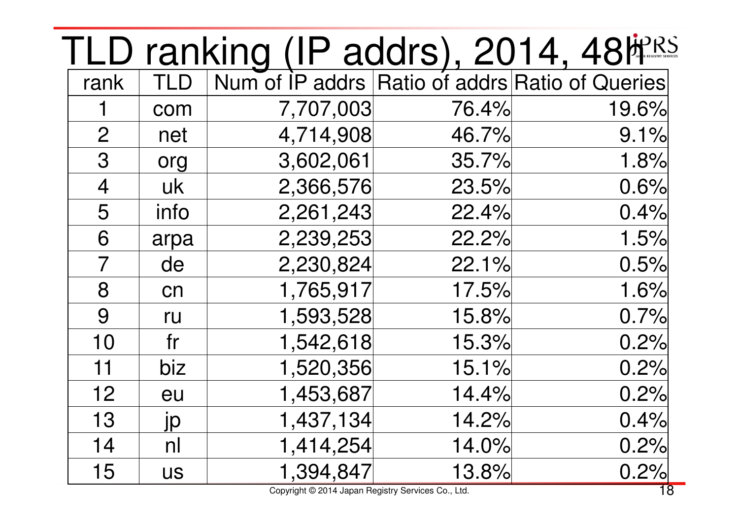# TLD ranking (IP addrs), 2014, 48h

| rank | TLD | Num of IP addrs | Ratio of addrs | Ratio of Queries |
|---|---|---|---|---|
| 1 | com | 7,707,003 | 76.4% | 19.6% |
| 2 | net | 4,714,908 | 46.7% | 9.1% |
| 3 | org | 3,602,061 | 35.7% | 1.8% |
| 4 | uk | 2,366,576 | 23.5% | 0.6% |
| 5 | info | 2,261,243 | 22.4% | 0.4% |
| 6 | arpa | 2,239,253 | 22.2% | 1.5% |
| 7 | de | 2,230,824 | 22.1% | 0.5% |
| 8 | cn | 1,765,917 | 17.5% | 1.6% |
| 9 | ru | 1,593,528 | 15.8% | 0.7% |
| 10 | fr | 1,542,618 | 15.3% | 0.2% |
| 11 | biz | 1,520,356 | 15.1% | 0.2% |
| 12 | eu | 1,453,687 | 14.4% | 0.2% |
| 13 | jp | 1,437,134 | 14.2% | 0.4% |
| 14 | nl | 1,414,254 | 14.0% | 0.2% |
| 15 | us | 1,394,847 | 13.8% | 0.2% |

Copyright © 2014 Japan Registry Services Co., Ltd.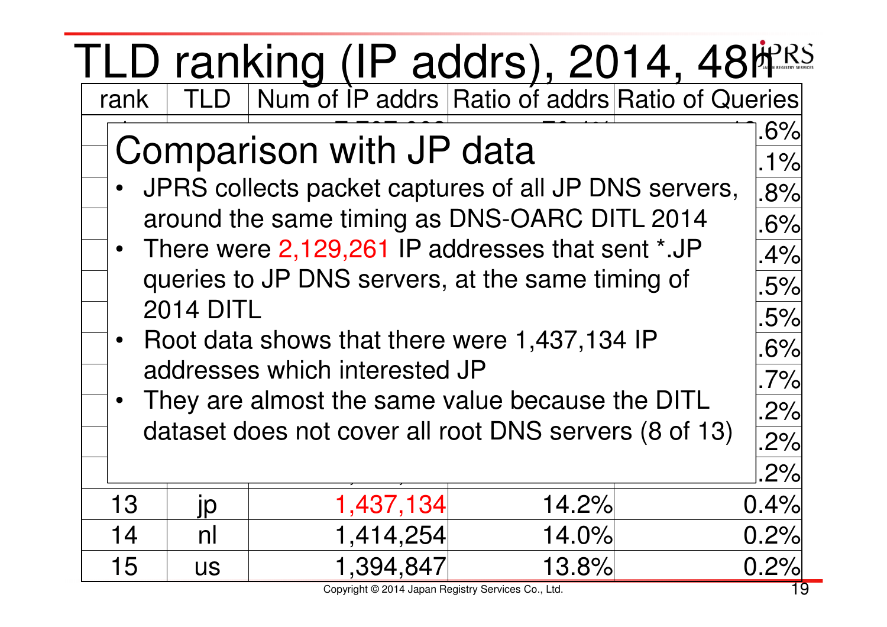# TLD ranking (IP addrs), 2014, 48h

## Comparison with JP data

- JPRS collects packet captures of all JP DNS servers, around the same timing as DNS-OARC DITL 2014
- There were 2,129,261 IP addresses that sent *.JP queries to JP DNS servers, at the same timing of 2014 DITL
- Root data shows that there were 1,437,134 IP addresses which interested JP
- They are almost the same value because the DITL dataset does not cover all root DNS servers (8 of 13)

| rank | TLD | Num of IP addrs | Ratio of addrs | Ratio of Queries |
|---|---|---|---|---|
| | | | | .6% |
| | | | | .1% |
| | | | | .8% |
| | | | | .6% |
| | | | | .4% |
| | | | | .5% |
| | | | | .5% |
| | | | | .6% |
| | | | | .7% |
| | | | | .2% |
| | | | | .2% |
| | | | | .2% |
| 13 | jp | 1,437,134 | 14.2% | 0.4% |
| 14 | nl | 1,414,254 | 14.0% | 0.2% |
| 15 | us | 1,394,847 | 13.8% | 0.2% |

Copyright © 2014 Japan Registry Services Co., Ltd.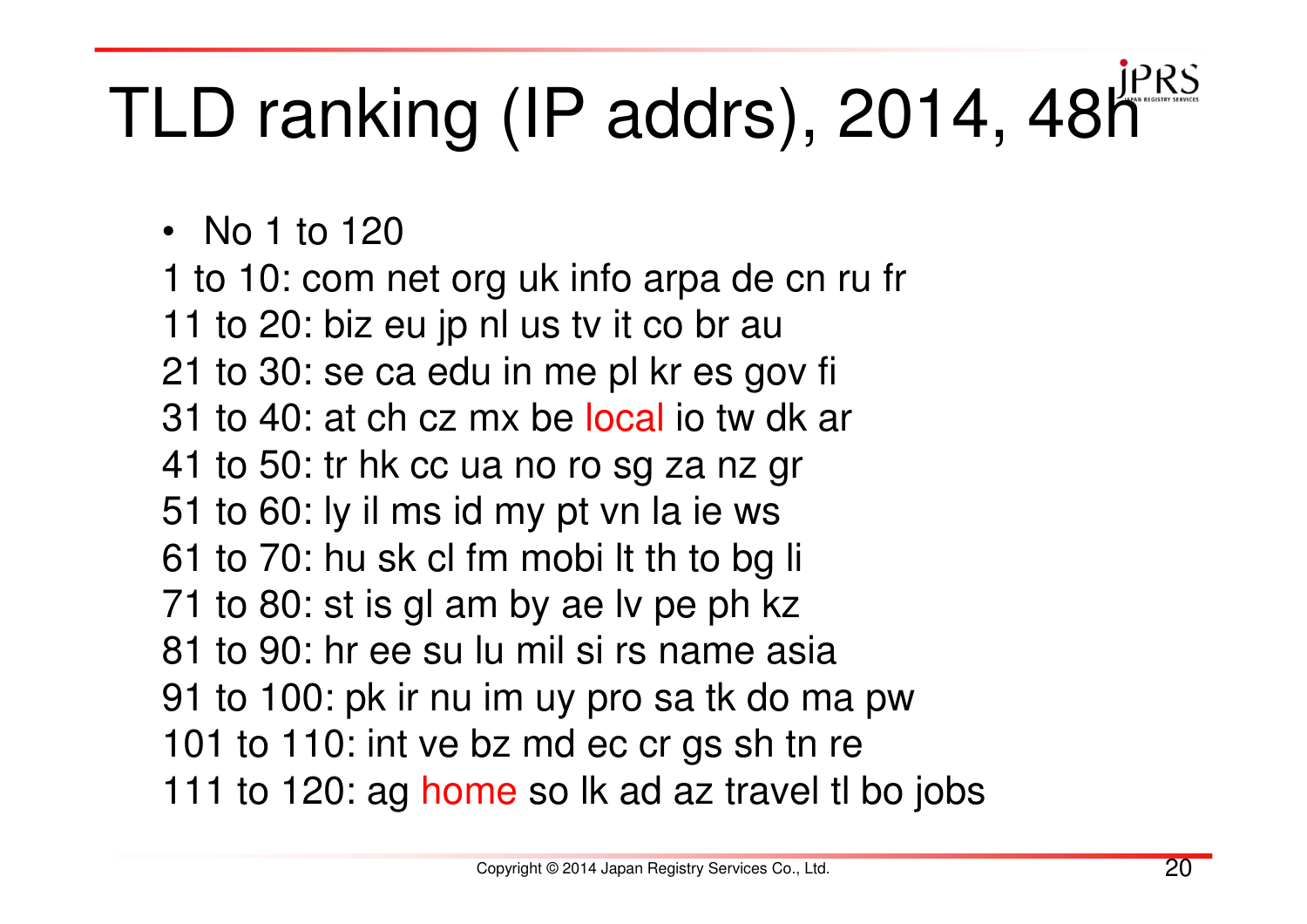# TLD ranking (IP addrs), 2014, 48h

- No 1 to 120

1 to 10: com net org uk info arpa de cn ru fr
11 to 20: biz eu jp nl us tv it co br au
21 to 30: se ca edu in me pl kr es gov fi
31 to 40: at ch cz mx be local io tw dk ar
41 to 50: tr hk cc ua no ro sg za nz gr
51 to 60: ly il ms id my pt vn la ie ws
61 to 70: hu sk cl fm mobi lt th to bg li
71 to 80: st is gl am by ae lv pe ph kz
81 to 90: hr ee su lu mil si rs name asia
91 to 100: pk ir nu im uy pro sa tk do ma pw
101 to 110: int ve bz md ec cr gs sh tn re
111 to 120: ag home so lk ad az travel tl bo jobs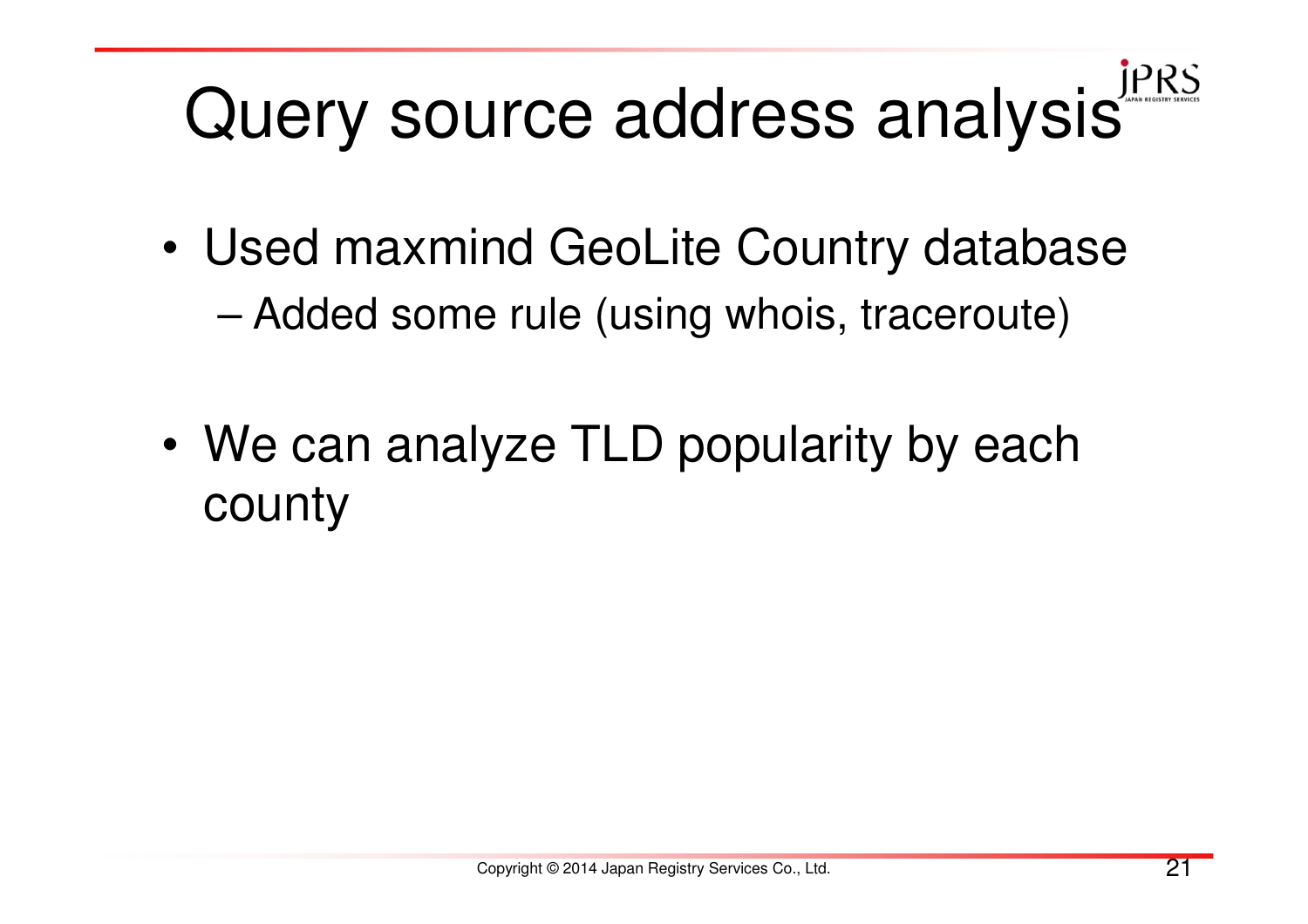# Query source address analysis

- Used maxmind GeoLite Country database
  - Added some rule (using whois, traceroute)

- We can analyze TLD popularity by each county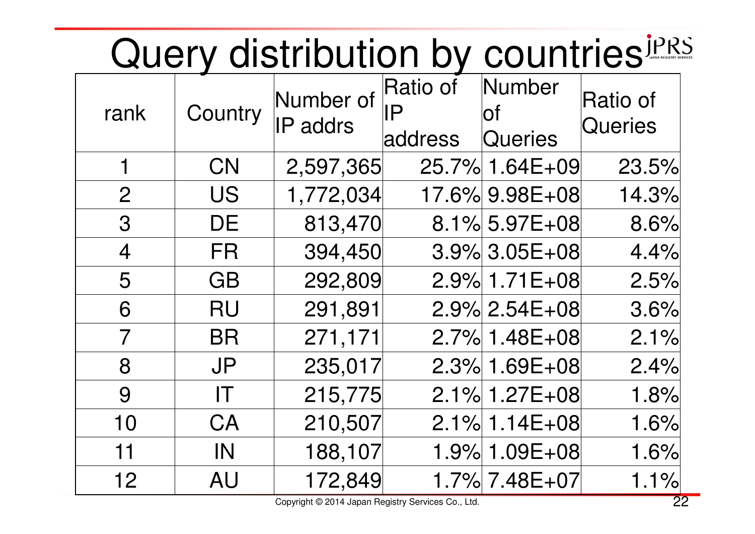# Query distribution by countries

| rank | Country | Number of IP addrs | Ratio of IP address | Number of Queries | Ratio of Queries |
|---|---|---|---|---|---|
| 1 | CN | 2,597,365 | 25.7% | 1.64E+09 | 23.5% |
| 2 | US | 1,772,034 | 17.6% | 9.98E+08 | 14.3% |
| 3 | DE | 813,470 | 8.1% | 5.97E+08 | 8.6% |
| 4 | FR | 394,450 | 3.9% | 3.05E+08 | 4.4% |
| 5 | GB | 292,809 | 2.9% | 1.71E+08 | 2.5% |
| 6 | RU | 291,891 | 2.9% | 2.54E+08 | 3.6% |
| 7 | BR | 271,171 | 2.7% | 1.48E+08 | 2.1% |
| 8 | JP | 235,017 | 2.3% | 1.69E+08 | 2.4% |
| 9 | IT | 215,775 | 2.1% | 1.27E+08 | 1.8% |
| 10 | CA | 210,507 | 2.1% | 1.14E+08 | 1.6% |
| 11 | IN | 188,107 | 1.9% | 1.09E+08 | 1.6% |
| 12 | AU | 172,849 | 1.7% | 7.48E+07 | 1.1% |

Copyright © 2014 Japan Registry Services Co., Ltd.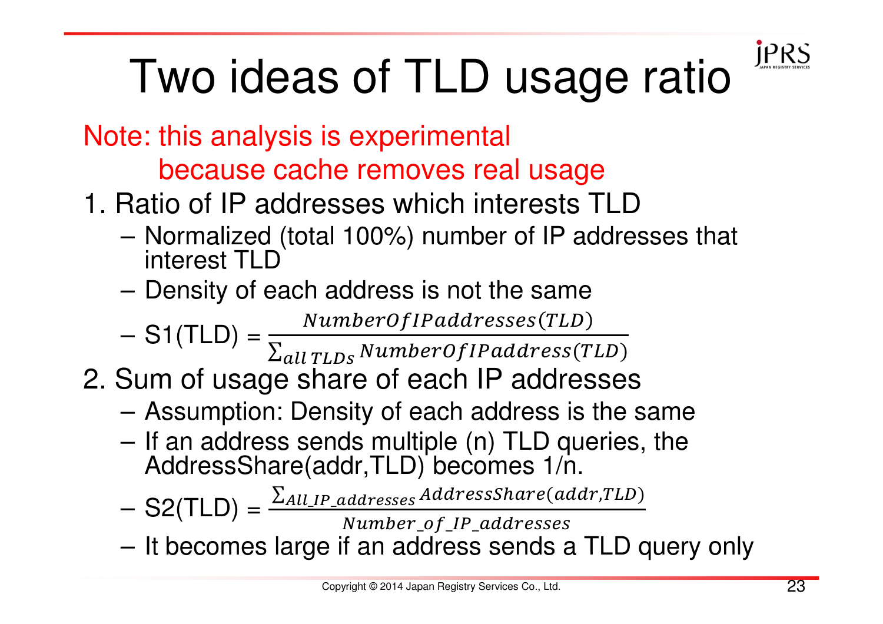# Two ideas of TLD usage ratio

Note: this analysis is experimental
because cache removes real usage

1. Ratio of IP addresses which interests TLD
   - Normalized (total 100%) number of IP addresses that interest TLD
   - Density of each address is not the same
   - S1(TLD) = $\frac{NumberOfIPaddresses(TLD)}{\sum_{all\ TLDs} NumberOfIPaddress(TLD)}$
2. Sum of usage share of each IP addresses
   - Assumption: Density of each address is the same
   - If an address sends multiple (n) TLD queries, the AddressShare(addr,TLD) becomes 1/n.
   - S2(TLD) = $\frac{\sum_{All\_IP\_addresses} AddressShare(addr,TLD)}{Number\_of\_IP\_addresses}$
   - It becomes large if an address sends a TLD query only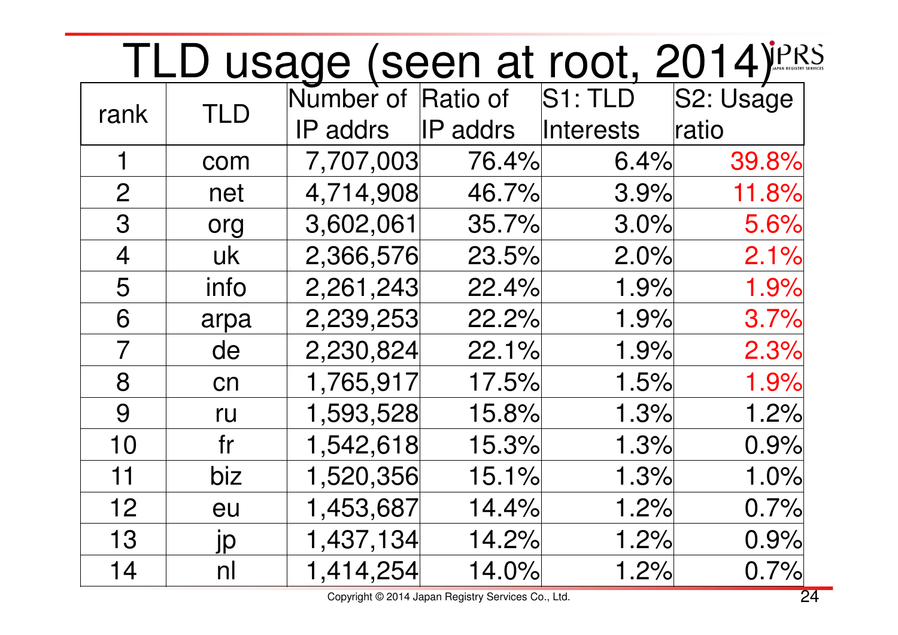# TLD usage (seen at root, 2014)

| rank | TLD | Number of IP addrs | Ratio of IP addrs | S1: TLD Interests | S2: Usage ratio |
|---|---|---|---|---|---|
| 1 | com | 7,707,003 | 76.4% | 6.4% | 39.8% |
| 2 | net | 4,714,908 | 46.7% | 3.9% | 11.8% |
| 3 | org | 3,602,061 | 35.7% | 3.0% | 5.6% |
| 4 | uk | 2,366,576 | 23.5% | 2.0% | 2.1% |
| 5 | info | 2,261,243 | 22.4% | 1.9% | 1.9% |
| 6 | arpa | 2,239,253 | 22.2% | 1.9% | 3.7% |
| 7 | de | 2,230,824 | 22.1% | 1.9% | 2.3% |
| 8 | cn | 1,765,917 | 17.5% | 1.5% | 1.9% |
| 9 | ru | 1,593,528 | 15.8% | 1.3% | 1.2% |
| 10 | fr | 1,542,618 | 15.3% | 1.3% | 0.9% |
| 11 | biz | 1,520,356 | 15.1% | 1.3% | 1.0% |
| 12 | eu | 1,453,687 | 14.4% | 1.2% | 0.7% |
| 13 | jp | 1,437,134 | 14.2% | 1.2% | 0.9% |
| 14 | nl | 1,414,254 | 14.0% | 1.2% | 0.7% |

Copyright © 2014 Japan Registry Services Co., Ltd.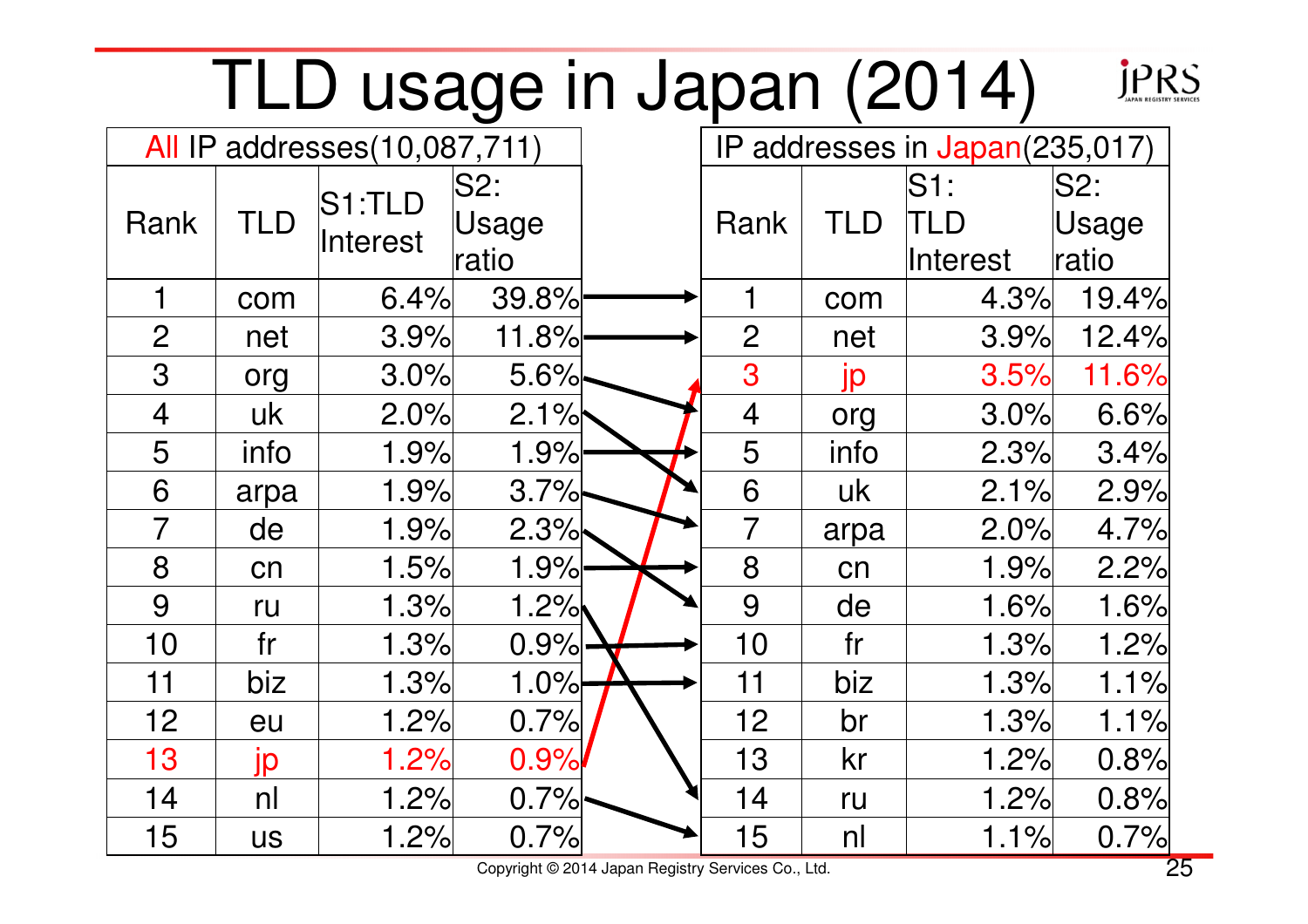# TLD usage in Japan (2014)

**All IP addresses (10,087,711)**

| Rank | TLD | S1:TLD Interest | S2: Usage ratio |
|---|---|---|---|
| 1 | com | 6.4% | 39.8% |
| 2 | net | 3.9% | 11.8% |
| 3 | org | 3.0% | 5.6% |
| 4 | uk | 2.0% | 2.1% |
| 5 | info | 1.9% | 1.9% |
| 6 | arpa | 1.9% | 3.7% |
| 7 | de | 1.9% | 2.3% |
| 8 | cn | 1.5% | 1.9% |
| 9 | ru | 1.3% | 1.2% |
| 10 | fr | 1.3% | 0.9% |
| 11 | biz | 1.3% | 1.0% |
| 12 | eu | 1.2% | 0.7% |
| 13 | jp | 1.2% | 0.9% |
| 14 | nl | 1.2% | 0.7% |
| 15 | us | 1.2% | 0.7% |

**IP addresses in Japan (235,017)**

| Rank | TLD | S1: TLD Interest | S2: Usage ratio |
|---|---|---|---|
| 1 | com | 4.3% | 19.4% |
| 2 | net | 3.9% | 12.4% |
| 3 | jp | 3.5% | 11.6% |
| 4 | org | 3.0% | 6.6% |
| 5 | info | 2.3% | 3.4% |
| 6 | uk | 2.1% | 2.9% |
| 7 | arpa | 2.0% | 4.7% |
| 8 | cn | 1.9% | 2.2% |
| 9 | de | 1.6% | 1.6% |
| 10 | fr | 1.3% | 1.2% |
| 11 | biz | 1.3% | 1.1% |
| 12 | br | 1.3% | 1.1% |
| 13 | kr | 1.2% | 0.8% |
| 14 | ru | 1.2% | 0.8% |
| 15 | nl | 1.1% | 0.7% |

Copyright © 2014 Japan Registry Services Co., Ltd.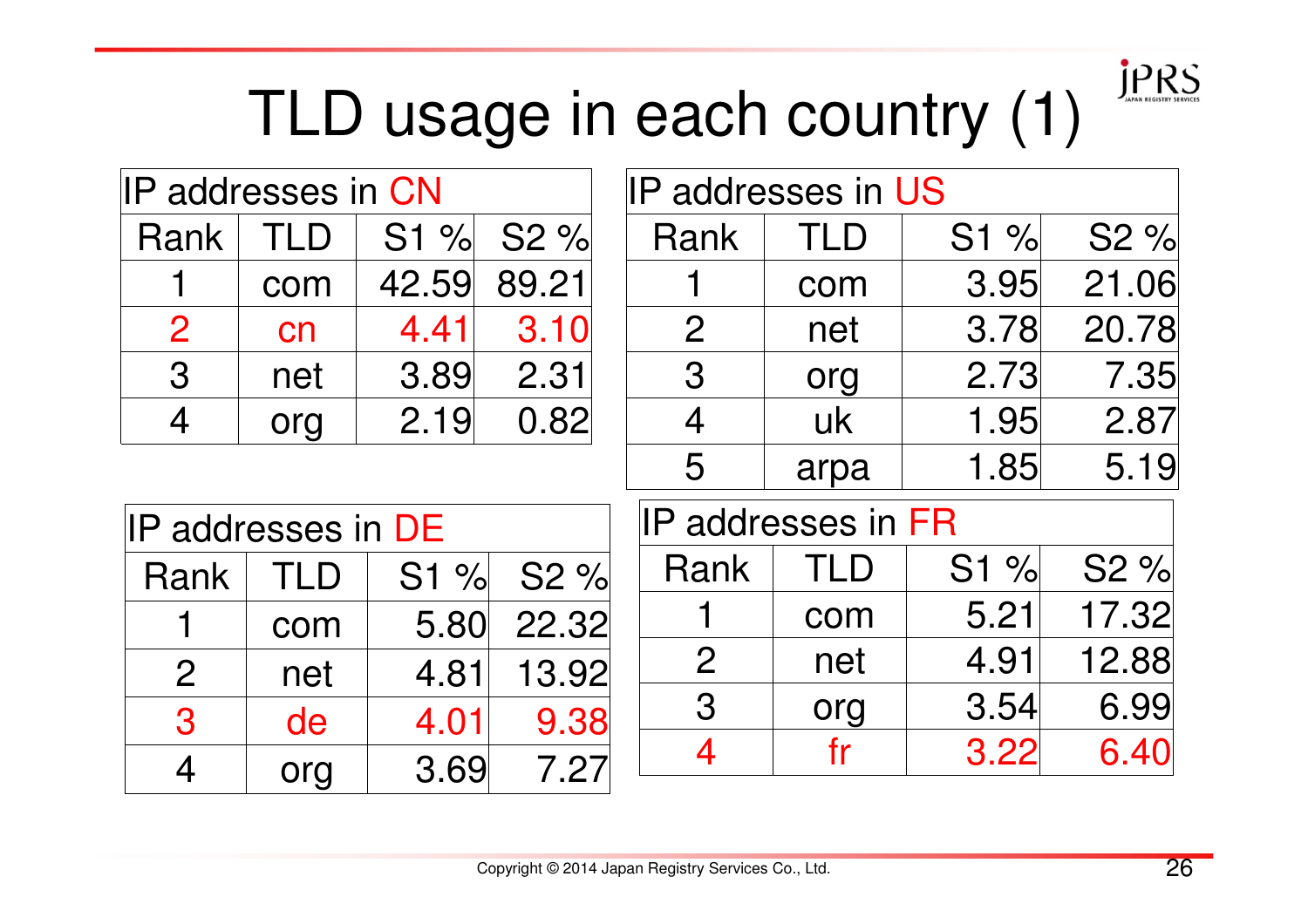# TLD usage in each country (1)

| IP addresses in CN | | | |
|---|---|---|---|
| Rank | TLD | S1 % | S2 % |
| 1 | com | 42.59 | 89.21 |
| 2 | cn | 4.41 | 3.10 |
| 3 | net | 3.89 | 2.31 |
| 4 | org | 2.19 | 0.82 |

| IP addresses in US | | | |
|---|---|---|---|
| Rank | TLD | S1 % | S2 % |
| 1 | com | 3.95 | 21.06 |
| 2 | net | 3.78 | 20.78 |
| 3 | org | 2.73 | 7.35 |
| 4 | uk | 1.95 | 2.87 |
| 5 | arpa | 1.85 | 5.19 |

| IP addresses in DE | | | |
|---|---|---|---|
| Rank | TLD | S1 % | S2 % |
| 1 | com | 5.80 | 22.32 |
| 2 | net | 4.81 | 13.92 |
| 3 | de | 4.01 | 9.38 |
| 4 | org | 3.69 | 7.27 |

| IP addresses in FR | | | |
|---|---|---|---|
| Rank | TLD | S1 % | S2 % |
| 1 | com | 5.21 | 17.32 |
| 2 | net | 4.91 | 12.88 |
| 3 | org | 3.54 | 6.99 |
| 4 | fr | 3.22 | 6.40 |

Copyright © 2014 Japan Registry Services Co., Ltd.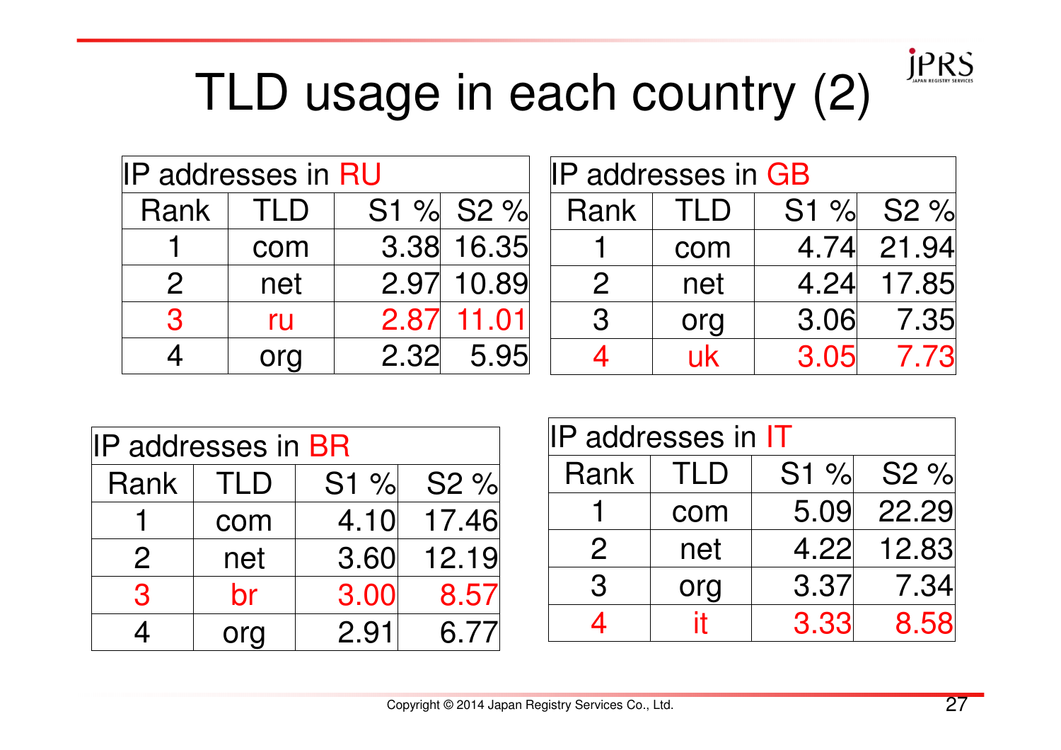# TLD usage in each country (2)

| IP addresses in RU | | | |
|---|---|---|---|
| Rank | TLD | S1 % | S2 % |
| 1 | com | 3.38 | 16.35 |
| 2 | net | 2.97 | 10.89 |
| 3 | ru | 2.87 | 11.01 |
| 4 | org | 2.32 | 5.95 |

| IP addresses in GB | | | |
|---|---|---|---|
| Rank | TLD | S1 % | S2 % |
| 1 | com | 4.74 | 21.94 |
| 2 | net | 4.24 | 17.85 |
| 3 | org | 3.06 | 7.35 |
| 4 | uk | 3.05 | 7.73 |

| IP addresses in BR | | | |
|---|---|---|---|
| Rank | TLD | S1 % | S2 % |
| 1 | com | 4.10 | 17.46 |
| 2 | net | 3.60 | 12.19 |
| 3 | br | 3.00 | 8.57 |
| 4 | org | 2.91 | 6.77 |

| IP addresses in IT | | | |
|---|---|---|---|
| Rank | TLD | S1 % | S2 % |
| 1 | com | 5.09 | 22.29 |
| 2 | net | 4.22 | 12.83 |
| 3 | org | 3.37 | 7.34 |
| 4 | it | 3.33 | 8.58 |

Copyright © 2014 Japan Registry Services Co., Ltd.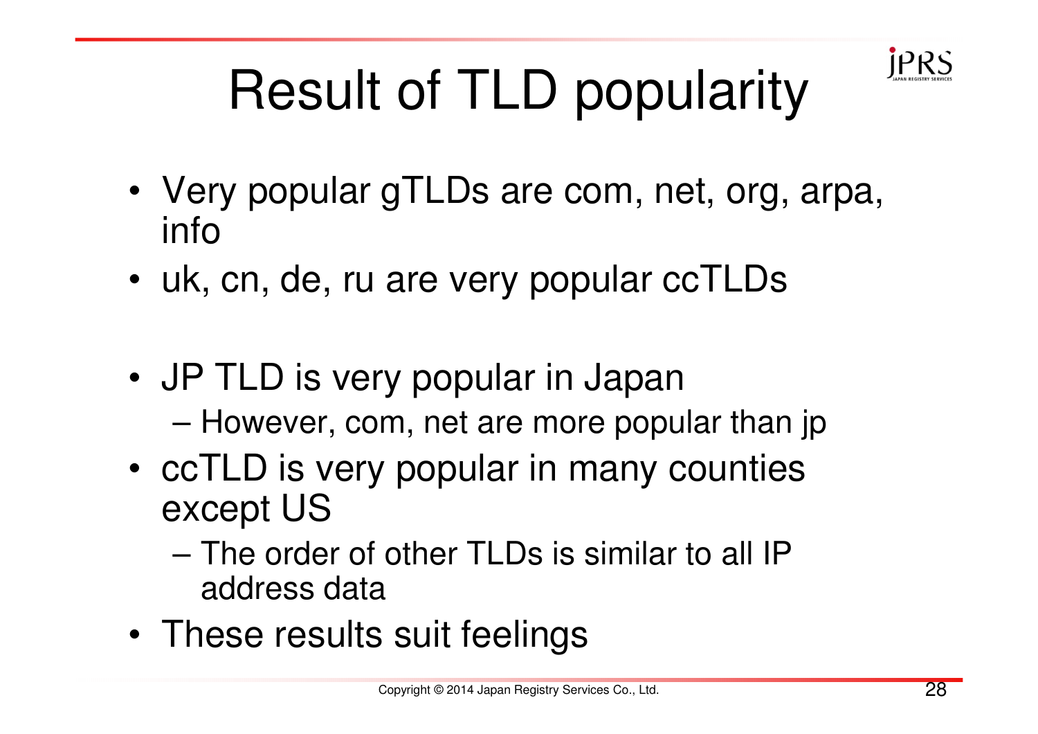# Result of TLD popularity

- Very popular gTLDs are com, net, org, arpa, info
- uk, cn, de, ru are very popular ccTLDs

- JP TLD is very popular in Japan
  - However, com, net are more popular than jp
- ccTLD is very popular in many counties except US
  - The order of other TLDs is similar to all IP address data
- These results suit feelings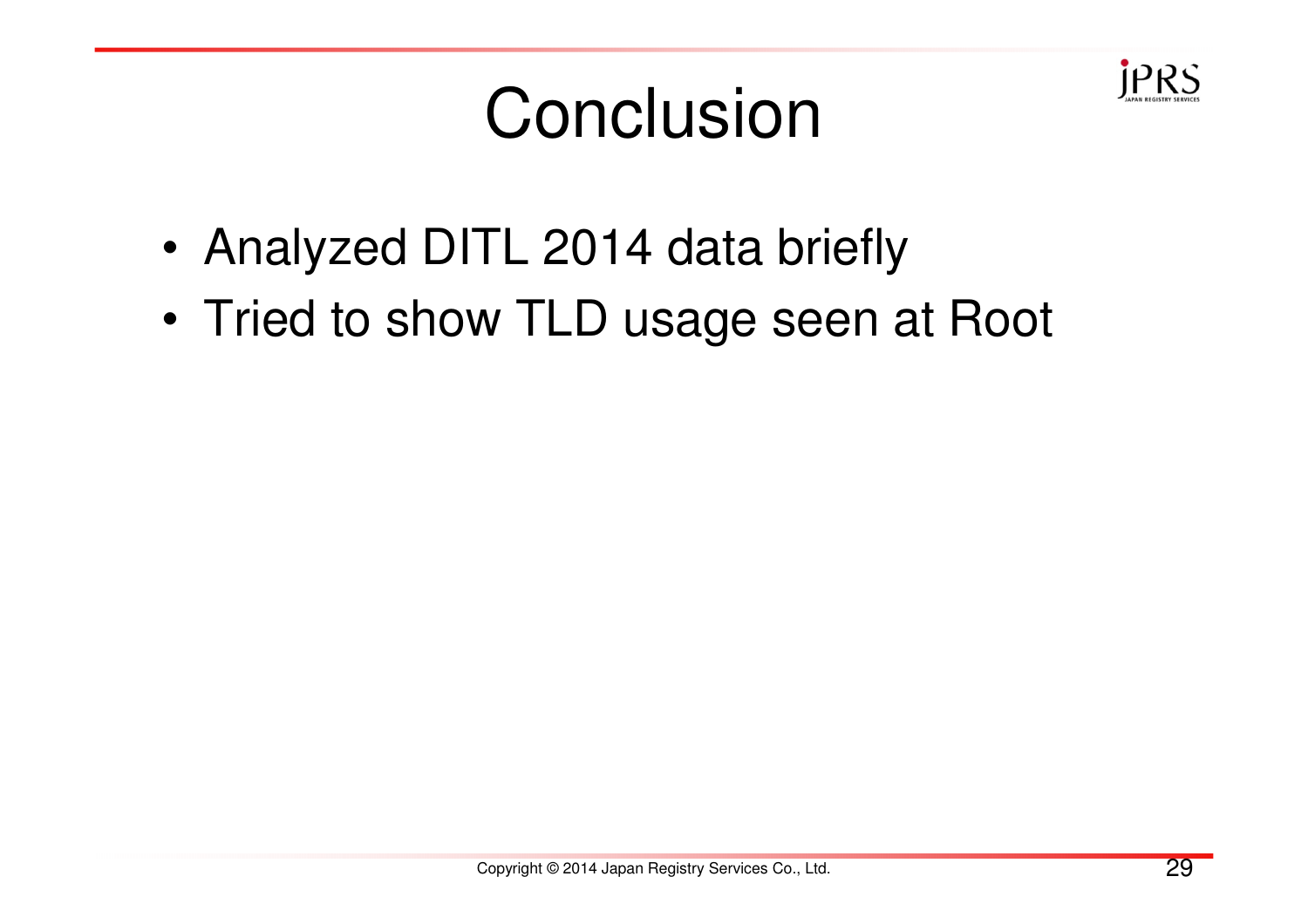# Conclusion

- Analyzed DITL 2014 data briefly
- Tried to show TLD usage seen at Root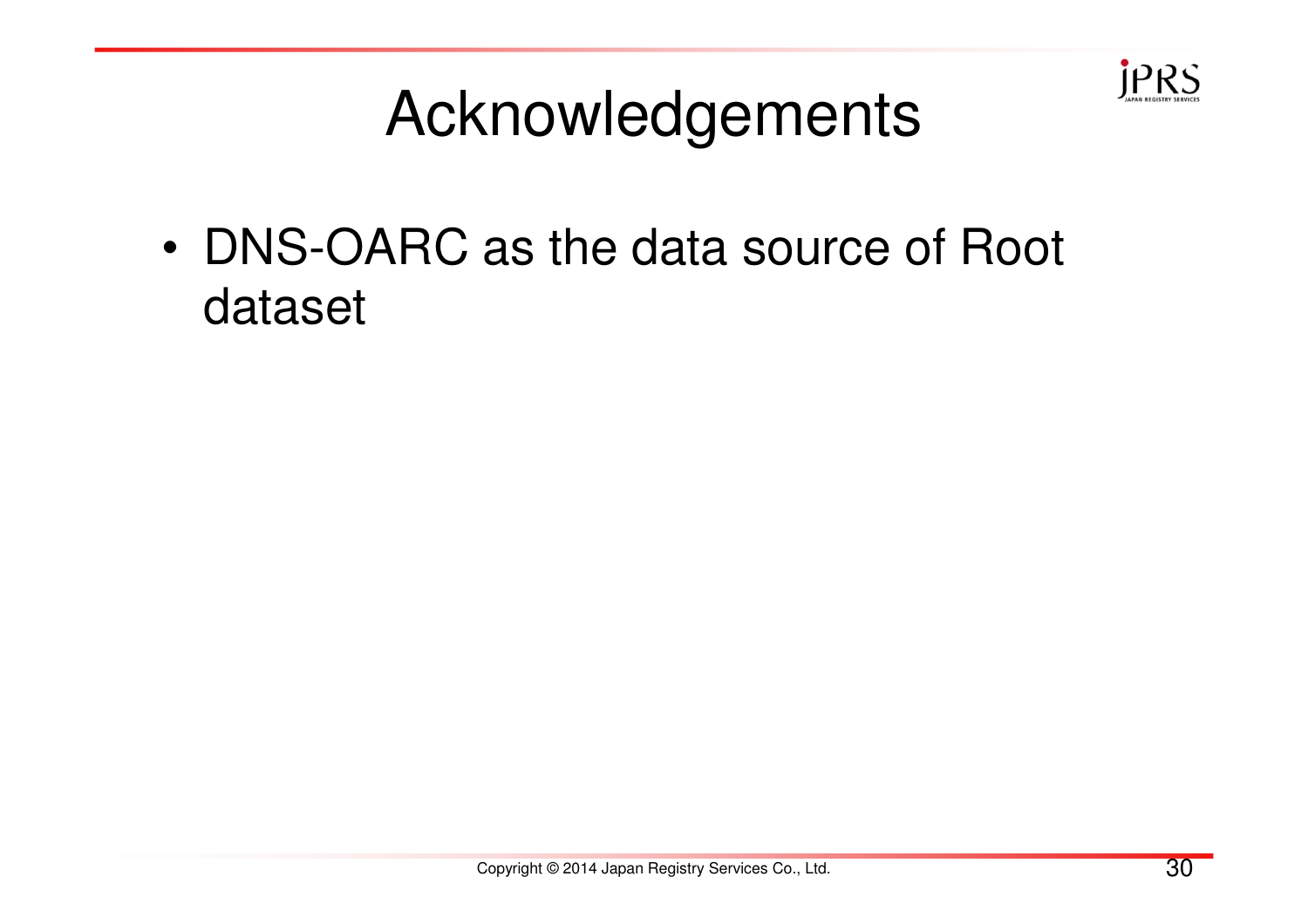# Acknowledgements

- DNS-OARC as the data source of Root dataset